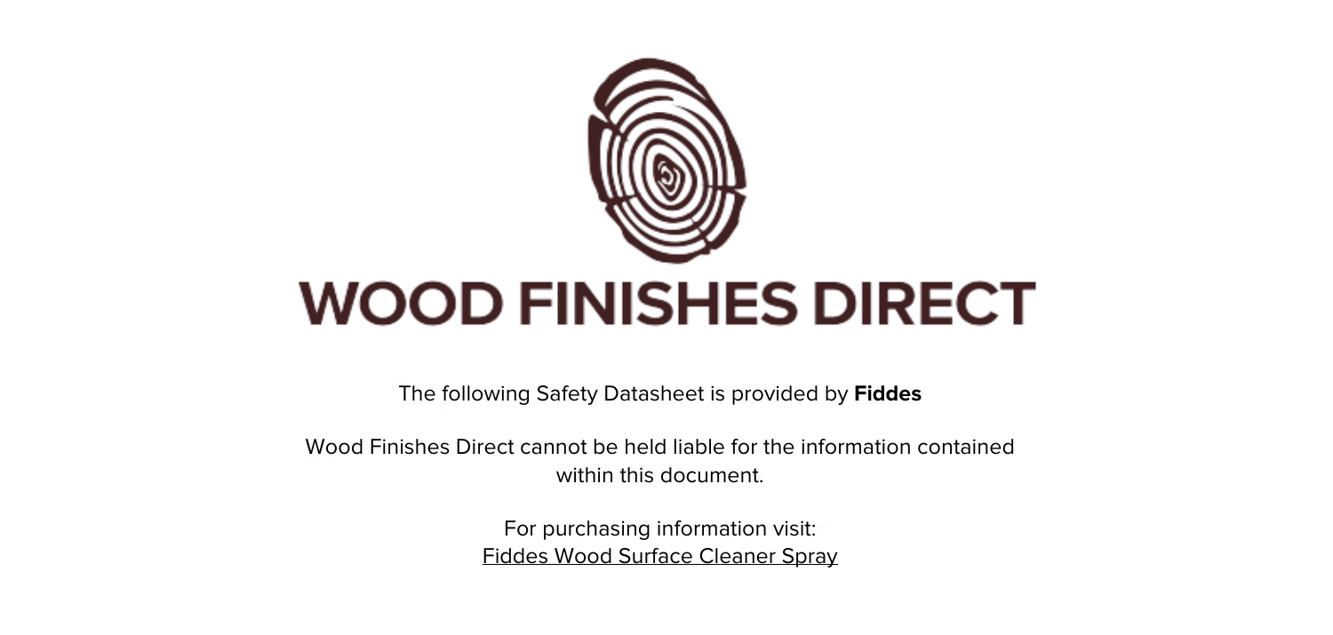# WOOD FINISHES DIRECT

The following Safety Datasheet is provided by **Fiddes**

Wood Finishes Direct cannot be held liable for the information contained within this document.

For purchasing information visit:
Fiddes Wood Surface Cleaner Spray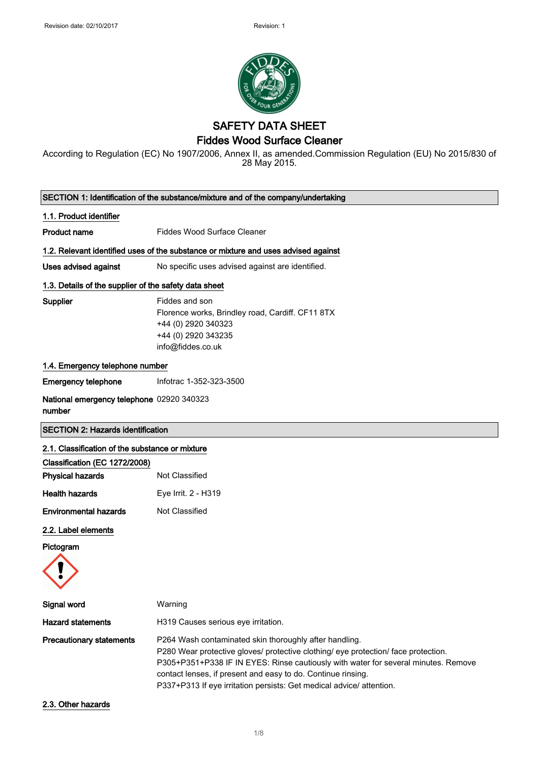# SAFETY DATA SHEET
## Fiddes Wood Surface Cleaner

According to Regulation (EC) No 1907/2006, Annex II, as amended.Commission Regulation (EU) No 2015/830 of 28 May 2015.

## SECTION 1: Identification of the substance/mixture and of the company/undertaking

### 1.1. Product identifier

**Product name** Fiddes Wood Surface Cleaner

### 1.2. Relevant identified uses of the substance or mixture and uses advised against

**Uses advised against** No specific uses advised against are identified.

### 1.3. Details of the supplier of the safety data sheet

**Supplier**
Fiddes and son
Florence works, Brindley road, Cardiff. CF11 8TX
+44 (0) 2920 340323
+44 (0) 2920 343235
info@fiddes.co.uk

### 1.4. Emergency telephone number

**Emergency telephone** Infotrac 1-352-323-3500

**National emergency telephone number** 02920 340323

## SECTION 2: Hazards identification

### 2.1. Classification of the substance or mixture

**Classification (EC 1272/2008)**

**Physical hazards** Not Classified

**Health hazards** Eye Irrit. 2 - H319

**Environmental hazards** Not Classified

### 2.2. Label elements

**Pictogram**

**Signal word** Warning

**Hazard statements** H319 Causes serious eye irritation.

**Precautionary statements**
P264 Wash contaminated skin thoroughly after handling.
P280 Wear protective gloves/ protective clothing/ eye protection/ face protection.
P305+P351+P338 IF IN EYES: Rinse cautiously with water for several minutes. Remove contact lenses, if present and easy to do. Continue rinsing.
P337+P313 If eye irritation persists: Get medical advice/ attention.

### 2.3. Other hazards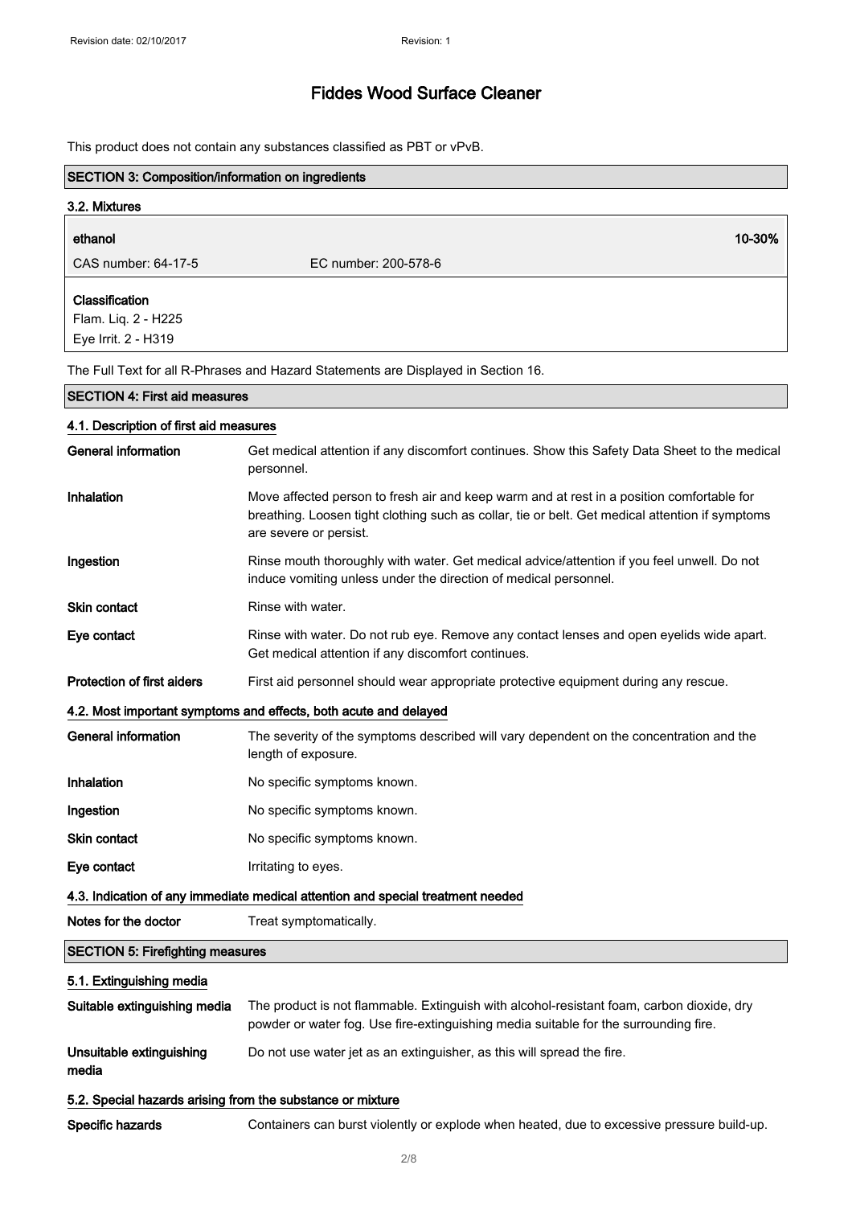# Fiddes Wood Surface Cleaner

This product does not contain any substances classified as PBT or vPvB.

## SECTION 3: Composition/information on ingredients

### 3.2. Mixtures

| ethanol | | 10-30% |
|---|---|---|
| CAS number: 64-17-5 | EC number: 200-578-6 | |

**Classification**
Flam. Liq. 2 - H225
Eye Irrit. 2 - H319

The Full Text for all R-Phrases and Hazard Statements are Displayed in Section 16.

## SECTION 4: First aid measures

### 4.1. Description of first aid measures

| | |
|---|---|
| **General information** | Get medical attention if any discomfort continues. Show this Safety Data Sheet to the medical personnel. |
| **Inhalation** | Move affected person to fresh air and keep warm and at rest in a position comfortable for breathing. Loosen tight clothing such as collar, tie or belt. Get medical attention if symptoms are severe or persist. |
| **Ingestion** | Rinse mouth thoroughly with water. Get medical advice/attention if you feel unwell. Do not induce vomiting unless under the direction of medical personnel. |
| **Skin contact** | Rinse with water. |
| **Eye contact** | Rinse with water. Do not rub eye. Remove any contact lenses and open eyelids wide apart. Get medical attention if any discomfort continues. |
| **Protection of first aiders** | First aid personnel should wear appropriate protective equipment during any rescue. |

### 4.2. Most important symptoms and effects, both acute and delayed

| | |
|---|---|
| **General information** | The severity of the symptoms described will vary dependent on the concentration and the length of exposure. |
| **Inhalation** | No specific symptoms known. |
| **Ingestion** | No specific symptoms known. |
| **Skin contact** | No specific symptoms known. |
| **Eye contact** | Irritating to eyes. |

### 4.3. Indication of any immediate medical attention and special treatment needed

| | |
|---|---|
| **Notes for the doctor** | Treat symptomatically. |

## SECTION 5: Firefighting measures

### 5.1. Extinguishing media

| | |
|---|---|
| **Suitable extinguishing media** | The product is not flammable. Extinguish with alcohol-resistant foam, carbon dioxide, dry powder or water fog. Use fire-extinguishing media suitable for the surrounding fire. |
| **Unsuitable extinguishing media** | Do not use water jet as an extinguisher, as this will spread the fire. |

### 5.2. Special hazards arising from the substance or mixture

| | |
|---|---|
| **Specific hazards** | Containers can burst violently or explode when heated, due to excessive pressure build-up. |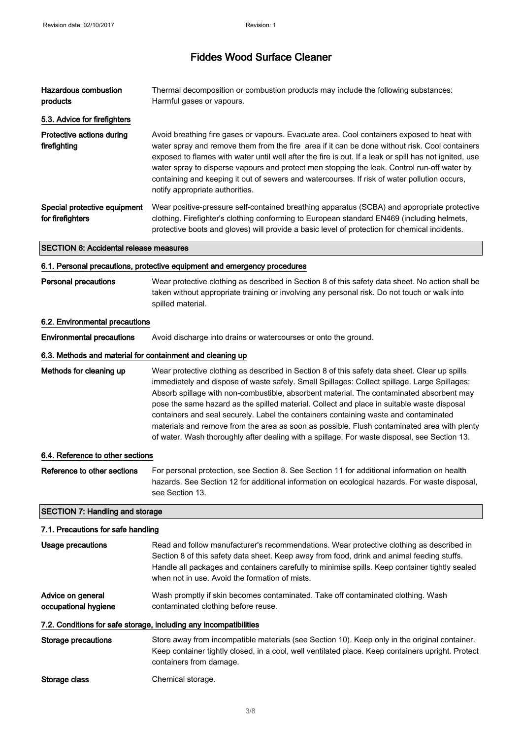# Fiddes Wood Surface Cleaner

| | |
|---|---|
| **Hazardous combustion products** | Thermal decomposition or combustion products may include the following substances: Harmful gases or vapours. |

## 5.3. Advice for firefighters

| | |
|---|---|
| **Protective actions during firefighting** | Avoid breathing fire gases or vapours. Evacuate area. Cool containers exposed to heat with water spray and remove them from the fire area if it can be done without risk. Cool containers exposed to flames with water until well after the fire is out. If a leak or spill has not ignited, use water spray to disperse vapours and protect men stopping the leak. Control run-off water by containing and keeping it out of sewers and watercourses. If risk of water pollution occurs, notify appropriate authorities. |
| **Special protective equipment for firefighters** | Wear positive-pressure self-contained breathing apparatus (SCBA) and appropriate protective clothing. Firefighter's clothing conforming to European standard EN469 (including helmets, protective boots and gloves) will provide a basic level of protection for chemical incidents. |

## SECTION 6: Accidental release measures

### 6.1. Personal precautions, protective equipment and emergency procedures

| | |
|---|---|
| **Personal precautions** | Wear protective clothing as described in Section 8 of this safety data sheet. No action shall be taken without appropriate training or involving any personal risk. Do not touch or walk into spilled material. |

### 6.2. Environmental precautions

| | |
|---|---|
| **Environmental precautions** | Avoid discharge into drains or watercourses or onto the ground. |

### 6.3. Methods and material for containment and cleaning up

| | |
|---|---|
| **Methods for cleaning up** | Wear protective clothing as described in Section 8 of this safety data sheet. Clear up spills immediately and dispose of waste safely. Small Spillages: Collect spillage. Large Spillages: Absorb spillage with non-combustible, absorbent material. The contaminated absorbent may pose the same hazard as the spilled material. Collect and place in suitable waste disposal containers and seal securely. Label the containers containing waste and contaminated materials and remove from the area as soon as possible. Flush contaminated area with plenty of water. Wash thoroughly after dealing with a spillage. For waste disposal, see Section 13. |

### 6.4. Reference to other sections

| | |
|---|---|
| **Reference to other sections** | For personal protection, see Section 8. See Section 11 for additional information on health hazards. See Section 12 for additional information on ecological hazards. For waste disposal, see Section 13. |

## SECTION 7: Handling and storage

### 7.1. Precautions for safe handling

| | |
|---|---|
| **Usage precautions** | Read and follow manufacturer's recommendations. Wear protective clothing as described in Section 8 of this safety data sheet. Keep away from food, drink and animal feeding stuffs. Handle all packages and containers carefully to minimise spills. Keep container tightly sealed when not in use. Avoid the formation of mists. |
| **Advice on general occupational hygiene** | Wash promptly if skin becomes contaminated. Take off contaminated clothing. Wash contaminated clothing before reuse. |

### 7.2. Conditions for safe storage, including any incompatibilities

| | |
|---|---|
| **Storage precautions** | Store away from incompatible materials (see Section 10). Keep only in the original container. Keep container tightly closed, in a cool, well ventilated place. Keep containers upright. Protect containers from damage. |
| **Storage class** | Chemical storage. |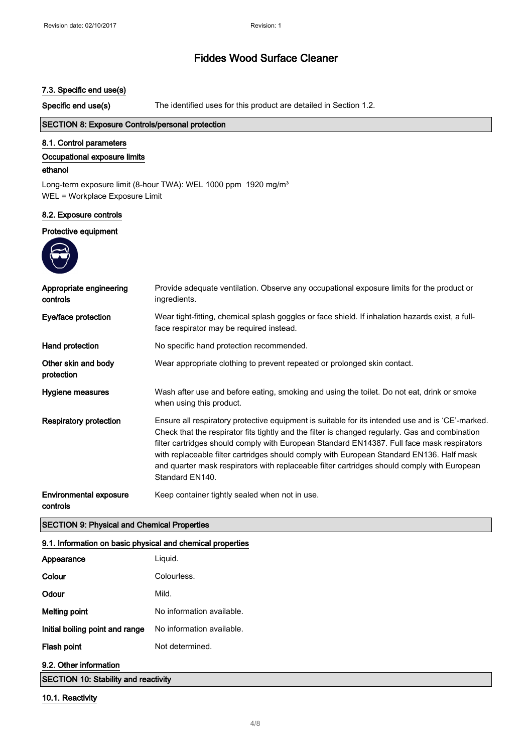### 7.3. Specific end use(s)

**Specific end use(s)** The identified uses for this product are detailed in Section 1.2.

## SECTION 8: Exposure Controls/personal protection

### 8.1. Control parameters

**Occupational exposure limits**

**ethanol**

Long-term exposure limit (8-hour TWA): WEL 1000 ppm 1920 mg/m³
WEL = Workplace Exposure Limit

### 8.2. Exposure controls

**Protective equipment**

| | |
|---|---|
| **Appropriate engineering controls** | Provide adequate ventilation. Observe any occupational exposure limits for the product or ingredients. |
| **Eye/face protection** | Wear tight-fitting, chemical splash goggles or face shield. If inhalation hazards exist, a full-face respirator may be required instead. |
| **Hand protection** | No specific hand protection recommended. |
| **Other skin and body protection** | Wear appropriate clothing to prevent repeated or prolonged skin contact. |
| **Hygiene measures** | Wash after use and before eating, smoking and using the toilet. Do not eat, drink or smoke when using this product. |
| **Respiratory protection** | Ensure all respiratory protective equipment is suitable for its intended use and is 'CE'-marked. Check that the respirator fits tightly and the filter is changed regularly. Gas and combination filter cartridges should comply with European Standard EN14387. Full face mask respirators with replaceable filter cartridges should comply with European Standard EN136. Half mask and quarter mask respirators with replaceable filter cartridges should comply with European Standard EN140. |
| **Environmental exposure controls** | Keep container tightly sealed when not in use. |

## SECTION 9: Physical and Chemical Properties

### 9.1. Information on basic physical and chemical properties

| | |
|---|---|
| **Appearance** | Liquid. |
| **Colour** | Colourless. |
| **Odour** | Mild. |
| **Melting point** | No information available. |
| **Initial boiling point and range** | No information available. |
| **Flash point** | Not determined. |

### 9.2. Other information

## SECTION 10: Stability and reactivity

### 10.1. Reactivity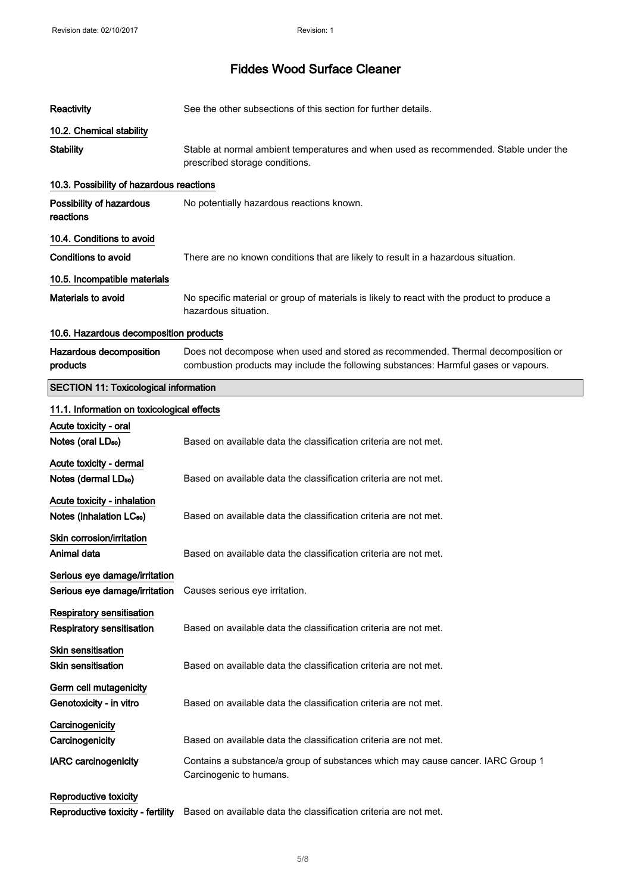| | |
|---|---|
| **Reactivity** | See the other subsections of this section for further details. |

### 10.2. Chemical stability

| | |
|---|---|
| **Stability** | Stable at normal ambient temperatures and when used as recommended. Stable under the prescribed storage conditions. |

### 10.3. Possibility of hazardous reactions

| | |
|---|---|
| **Possibility of hazardous reactions** | No potentially hazardous reactions known. |

### 10.4. Conditions to avoid

| | |
|---|---|
| **Conditions to avoid** | There are no known conditions that are likely to result in a hazardous situation. |

### 10.5. Incompatible materials

| | |
|---|---|
| **Materials to avoid** | No specific material or group of materials is likely to react with the product to produce a hazardous situation. |

### 10.6. Hazardous decomposition products

| | |
|---|---|
| **Hazardous decomposition products** | Does not decompose when used and stored as recommended. Thermal decomposition or combustion products may include the following substances: Harmful gases or vapours. |

## SECTION 11: Toxicological information

### 11.1. Information on toxicological effects

**Acute toxicity - oral**

| | |
|---|---|
| **Notes (oral $LD_{50}$)** | Based on available data the classification criteria are not met. |

**Acute toxicity - dermal**

| | |
|---|---|
| **Notes (dermal $LD_{50}$)** | Based on available data the classification criteria are not met. |

**Acute toxicity - inhalation**

| | |
|---|---|
| **Notes (inhalation $LC_{50}$)** | Based on available data the classification criteria are not met. |

**Skin corrosion/irritation**

| | |
|---|---|
| **Animal data** | Based on available data the classification criteria are not met. |

**Serious eye damage/irritation**

| | |
|---|---|
| **Serious eye damage/irritation** | Causes serious eye irritation. |

**Respiratory sensitisation**

| | |
|---|---|
| **Respiratory sensitisation** | Based on available data the classification criteria are not met. |

**Skin sensitisation**

| | |
|---|---|
| **Skin sensitisation** | Based on available data the classification criteria are not met. |

**Germ cell mutagenicity**

| | |
|---|---|
| **Genotoxicity - in vitro** | Based on available data the classification criteria are not met. |

**Carcinogenicity**

| | |
|---|---|
| **Carcinogenicity** | Based on available data the classification criteria are not met. |
| **IARC carcinogenicity** | Contains a substance/a group of substances which may cause cancer. IARC Group 1 Carcinogenic to humans. |

**Reproductive toxicity**

| | |
|---|---|
| **Reproductive toxicity - fertility** | Based on available data the classification criteria are not met. |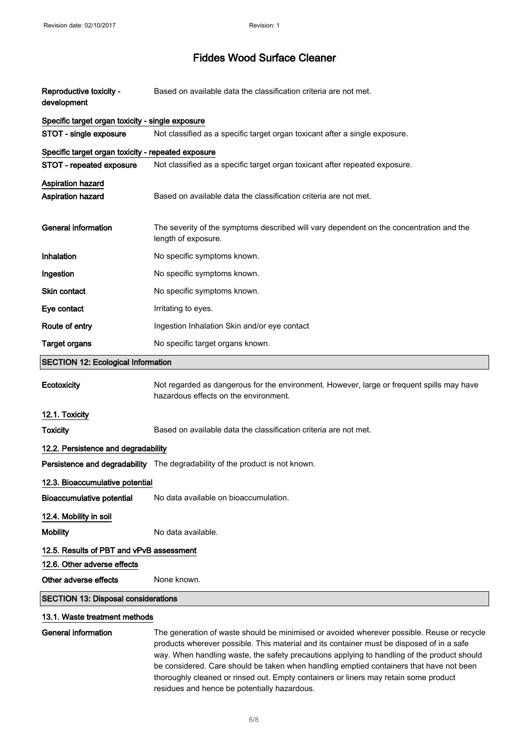| | |
|---|---|
| **Reproductive toxicity - development** | Based on available data the classification criteria are not met. |

**Specific target organ toxicity - single exposure**

| | |
|---|---|
| **STOT - single exposure** | Not classified as a specific target organ toxicant after a single exposure. |

**Specific target organ toxicity - repeated exposure**

| | |
|---|---|
| **STOT - repeated exposure** | Not classified as a specific target organ toxicant after repeated exposure. |

**Aspiration hazard**

| | |
|---|---|
| **Aspiration hazard** | Based on available data the classification criteria are not met. |
| **General information** | The severity of the symptoms described will vary dependent on the concentration and the length of exposure. |
| **Inhalation** | No specific symptoms known. |
| **Ingestion** | No specific symptoms known. |
| **Skin contact** | No specific symptoms known. |
| **Eye contact** | Irritating to eyes. |
| **Route of entry** | Ingestion Inhalation Skin and/or eye contact |
| **Target organs** | No specific target organs known. |

## SECTION 12: Ecological Information

| | |
|---|---|
| **Ecotoxicity** | Not regarded as dangerous for the environment. However, large or frequent spills may have hazardous effects on the environment. |

### 12.1. Toxicity

| | |
|---|---|
| **Toxicity** | Based on available data the classification criteria are not met. |

### 12.2. Persistence and degradability

| | |
|---|---|
| **Persistence and degradability** | The degradability of the product is not known. |

### 12.3. Bioaccumulative potential

| | |
|---|---|
| **Bioaccumulative potential** | No data available on bioaccumulation. |

### 12.4. Mobility in soil

| | |
|---|---|
| **Mobility** | No data available. |

### 12.5. Results of PBT and vPvB assessment

### 12.6. Other adverse effects

| | |
|---|---|
| **Other adverse effects** | None known. |

## SECTION 13: Disposal considerations

### 13.1. Waste treatment methods

| | |
|---|---|
| **General information** | The generation of waste should be minimised or avoided wherever possible. Reuse or recycle products wherever possible. This material and its container must be disposed of in a safe way. When handling waste, the safety precautions applying to handling of the product should be considered. Care should be taken when handling emptied containers that have not been thoroughly cleaned or rinsed out. Empty containers or liners may retain some product residues and hence be potentially hazardous. |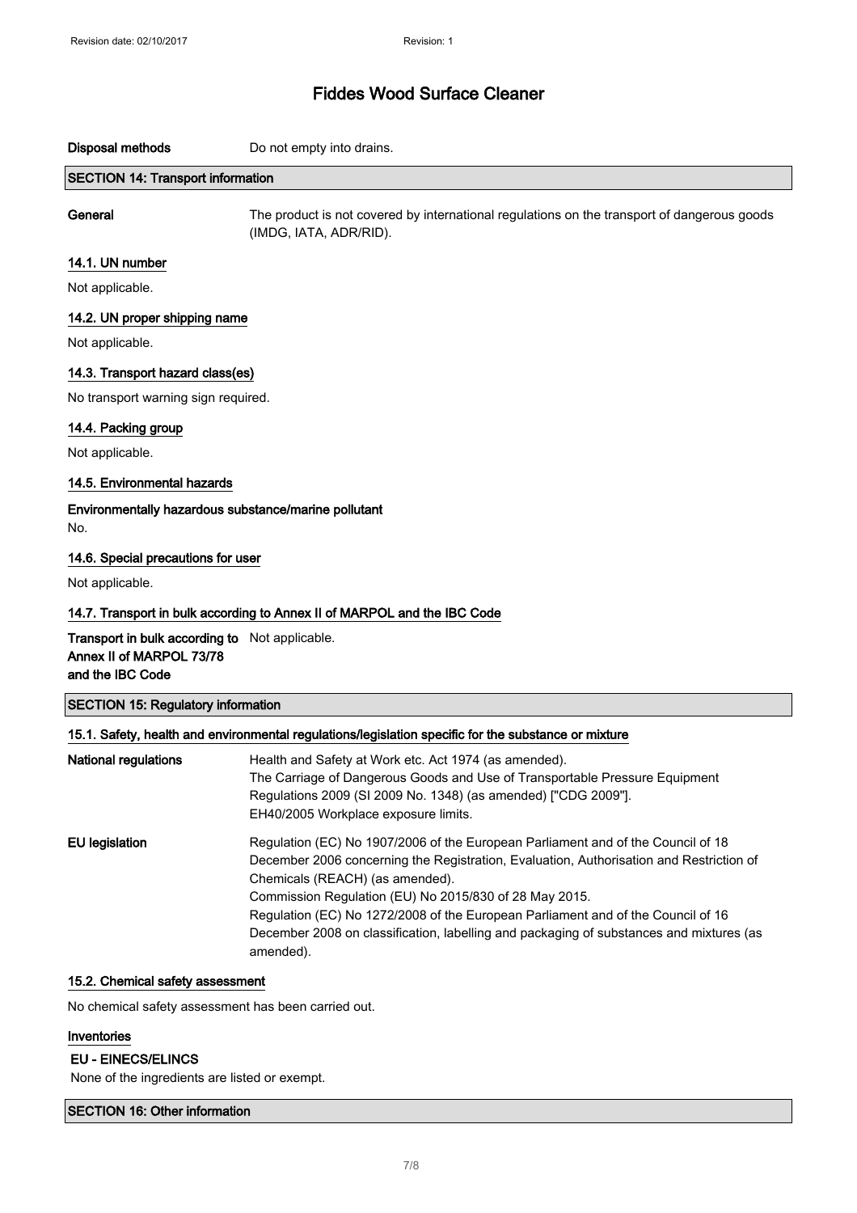**Disposal methods** Do not empty into drains.

## SECTION 14: Transport information

**General** The product is not covered by international regulations on the transport of dangerous goods (IMDG, IATA, ADR/RID).

### 14.1. UN number

Not applicable.

### 14.2. UN proper shipping name

Not applicable.

### 14.3. Transport hazard class(es)

No transport warning sign required.

### 14.4. Packing group

Not applicable.

### 14.5. Environmental hazards

**Environmentally hazardous substance/marine pollutant**

No.

### 14.6. Special precautions for user

Not applicable.

### 14.7. Transport in bulk according to Annex II of MARPOL and the IBC Code

**Transport in bulk according to Annex II of MARPOL 73/78 and the IBC Code** Not applicable.

## SECTION 15: Regulatory information

### 15.1. Safety, health and environmental regulations/legislation specific for the substance or mixture

**National regulations**

Health and Safety at Work etc. Act 1974 (as amended).
The Carriage of Dangerous Goods and Use of Transportable Pressure Equipment Regulations 2009 (SI 2009 No. 1348) (as amended) ["CDG 2009"].
EH40/2005 Workplace exposure limits.

**EU legislation**

Regulation (EC) No 1907/2006 of the European Parliament and of the Council of 18 December 2006 concerning the Registration, Evaluation, Authorisation and Restriction of Chemicals (REACH) (as amended).
Commission Regulation (EU) No 2015/830 of 28 May 2015.
Regulation (EC) No 1272/2008 of the European Parliament and of the Council of 16 December 2008 on classification, labelling and packaging of substances and mixtures (as amended).

### 15.2. Chemical safety assessment

No chemical safety assessment has been carried out.

### Inventories

**EU - EINECS/ELINCS**

None of the ingredients are listed or exempt.

## SECTION 16: Other information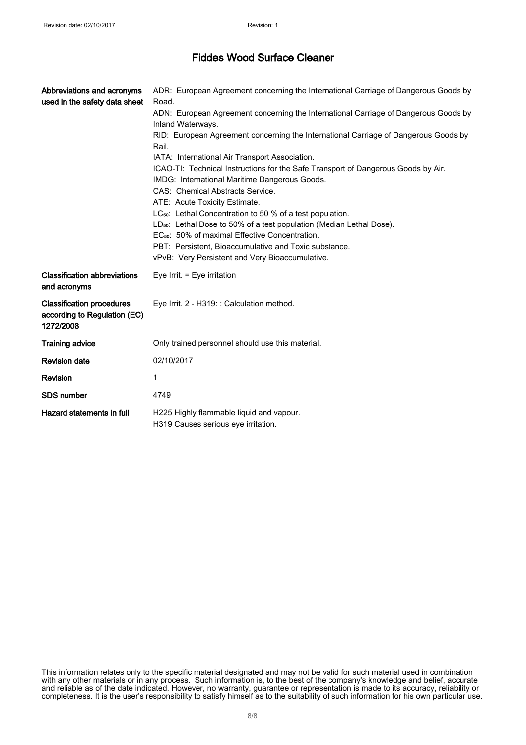# Fiddes Wood Surface Cleaner

| | |
|---|---|
| **Abbreviations and acronyms used in the safety data sheet** | ADR: European Agreement concerning the International Carriage of Dangerous Goods by Road.<br>ADN: European Agreement concerning the International Carriage of Dangerous Goods by Inland Waterways.<br>RID: European Agreement concerning the International Carriage of Dangerous Goods by Rail.<br>IATA: International Air Transport Association.<br>ICAO-TI: Technical Instructions for the Safe Transport of Dangerous Goods by Air.<br>IMDG: International Maritime Dangerous Goods.<br>CAS: Chemical Abstracts Service.<br>ATE: Acute Toxicity Estimate.<br>$LC_{50}$: Lethal Concentration to 50 % of a test population.<br>$LD_{50}$: Lethal Dose to 50% of a test population (Median Lethal Dose).<br>$EC_{50}$: 50% of maximal Effective Concentration.<br>PBT: Persistent, Bioaccumulative and Toxic substance.<br>vPvB: Very Persistent and Very Bioaccumulative. |
| **Classification abbreviations and acronyms** | Eye Irrit. = Eye irritation |
| **Classification procedures according to Regulation (EC) 1272/2008** | Eye Irrit. 2 - H319: : Calculation method. |
| **Training advice** | Only trained personnel should use this material. |
| **Revision date** | 02/10/2017 |
| **Revision** | 1 |
| **SDS number** | 4749 |
| **Hazard statements in full** | H225 Highly flammable liquid and vapour.<br>H319 Causes serious eye irritation. |

This information relates only to the specific material designated and may not be valid for such material used in combination with any other materials or in any process. Such information is, to the best of the company's knowledge and belief, accurate and reliable as of the date indicated. However, no warranty, guarantee or representation is made to its accuracy, reliability or completeness. It is the user's responsibility to satisfy himself as to the suitability of such information for his own particular use.